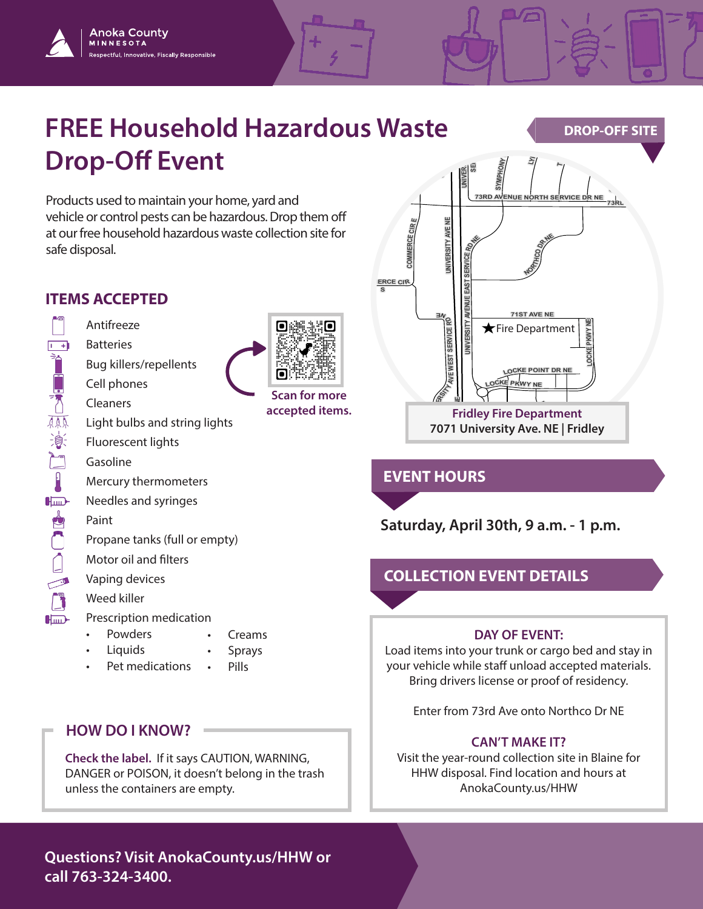Anoka County MINNESOTA
Respectful, Innovative, Fiscally Responsible

# FREE Household Hazardous Waste Drop-Off Event

Products used to maintain your home, yard and vehicle or control pests can be hazardous. Drop them off at our free household hazardous waste collection site for safe disposal.

## ITEMS ACCEPTED

- Antifreeze
- Batteries
- Bug killers/repellents
- Cell phones
- Cleaners
- Light bulbs and string lights
- Fluorescent lights
- Gasoline
- Mercury thermometers
- Needles and syringes
- Paint
- Propane tanks (full or empty)
- Motor oil and filters
- Vaping devices
- Weed killer
- Prescription medication
  - Powders
  - Liquids
  - Pet medications
  - Creams
  - Sprays
  - Pills

Scan for more accepted items.

## HOW DO I KNOW?

**Check the label.** If it says CAUTION, WARNING, DANGER or POISON, it doesn't belong in the trash unless the containers are empty.

## DROP-OFF SITE

**Fridley Fire Department**
**7071 University Ave. NE | Fridley**

## EVENT HOURS

**Saturday, April 30th, 9 a.m. - 1 p.m.**

## COLLECTION EVENT DETAILS

### DAY OF EVENT:

Load items into your trunk or cargo bed and stay in your vehicle while staff unload accepted materials. Bring drivers license or proof of residency.

Enter from 73rd Ave onto Northco Dr NE

### CAN'T MAKE IT?

Visit the year-round collection site in Blaine for HHW disposal. Find location and hours at AnokaCounty.us/HHW

**Questions? Visit AnokaCounty.us/HHW or call 763-324-3400.**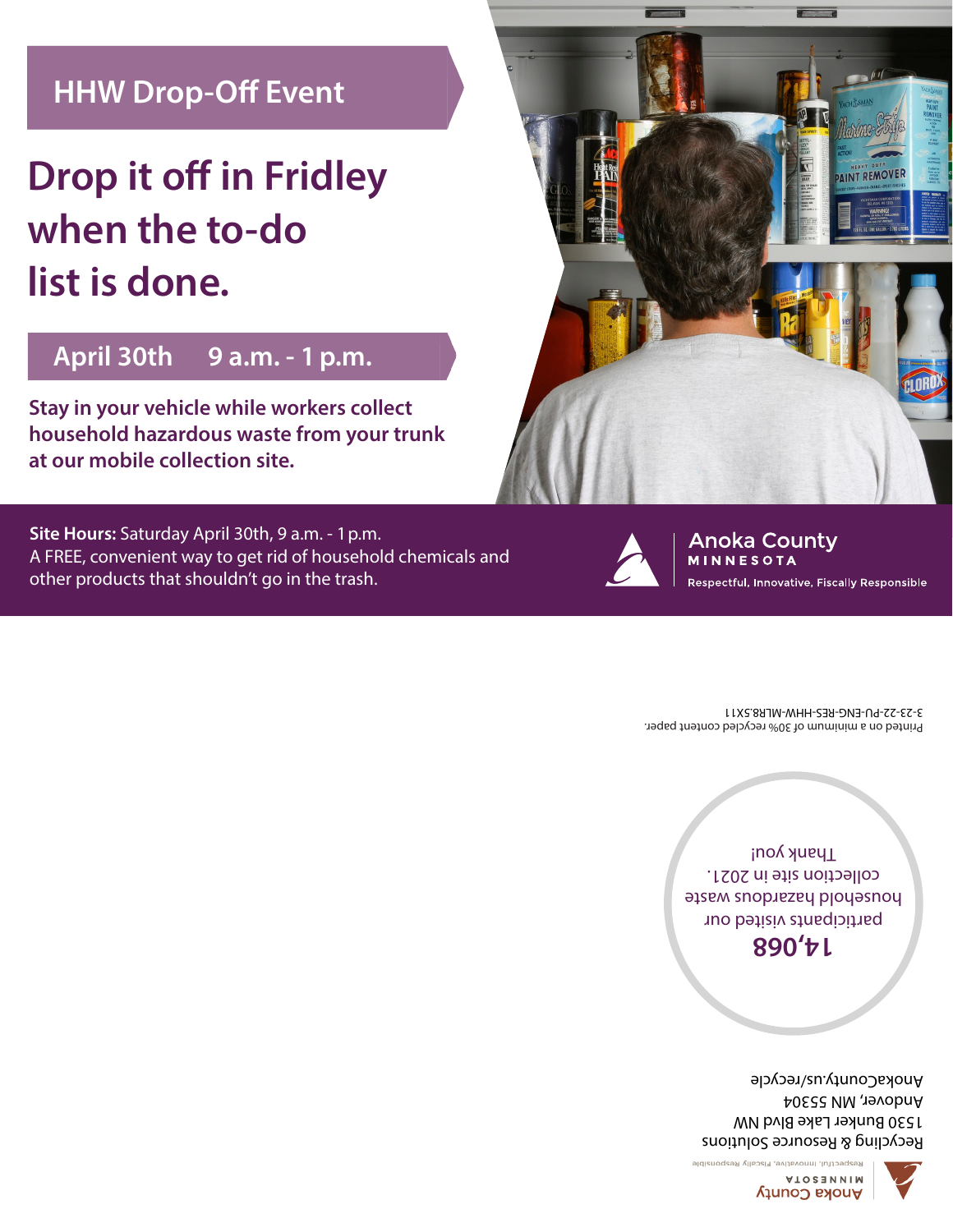## HHW Drop-Off Event

# Drop it off in Fridley when the to-do list is done.

**April 30th 9 a.m. - 1 p.m.**

**Stay in your vehicle while workers collect household hazardous waste from your trunk at our mobile collection site.**

**Site Hours:** Saturday April 30th, 9 a.m. - 1 p.m.
A FREE, convenient way to get rid of household chemicals and other products that shouldn't go in the trash.

Anoka County
MINNESOTA
Respectful, Innovative, Fiscally Responsible

3-23-22-PU-ENG-RES-HHW-MLR8.5X11
Printed on a minimum of 30% recycled content paper.

**14,068**
participants visited our household hazardous waste collection site in 2021.
Thank you!

Recycling & Resource Solutions
1530 Bunker Lake Blvd NW
Andover, MN 55304
AnokaCounty.us/recycle

Anoka County
MINNESOTA
Respectful, Innovative, Fiscally Responsible